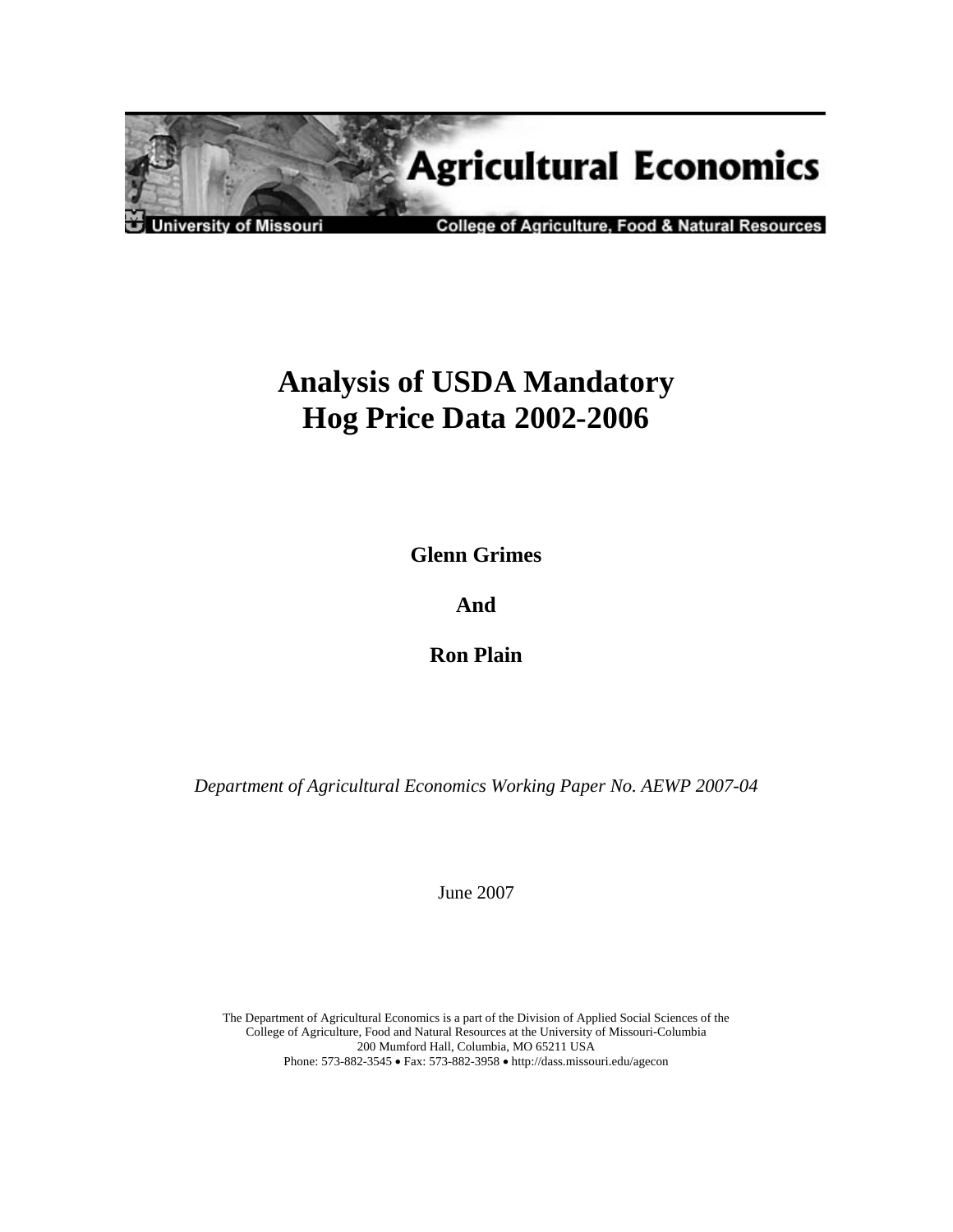Agricultural Economics

University of Missouri

College of Agriculture, Food & Natural Resources

# Analysis of USDA Mandatory Hog Price Data 2002-2006

**Glenn Grimes**

**And**

**Ron Plain**

*Department of Agricultural Economics Working Paper No. AEWP 2007-04*

June 2007

The Department of Agricultural Economics is a part of the Division of Applied Social Sciences of the College of Agriculture, Food and Natural Resources at the University of Missouri-Columbia
200 Mumford Hall, Columbia, MO 65211 USA
Phone: 573-882-3545 • Fax: 573-882-3958 • http://dass.missouri.edu/agecon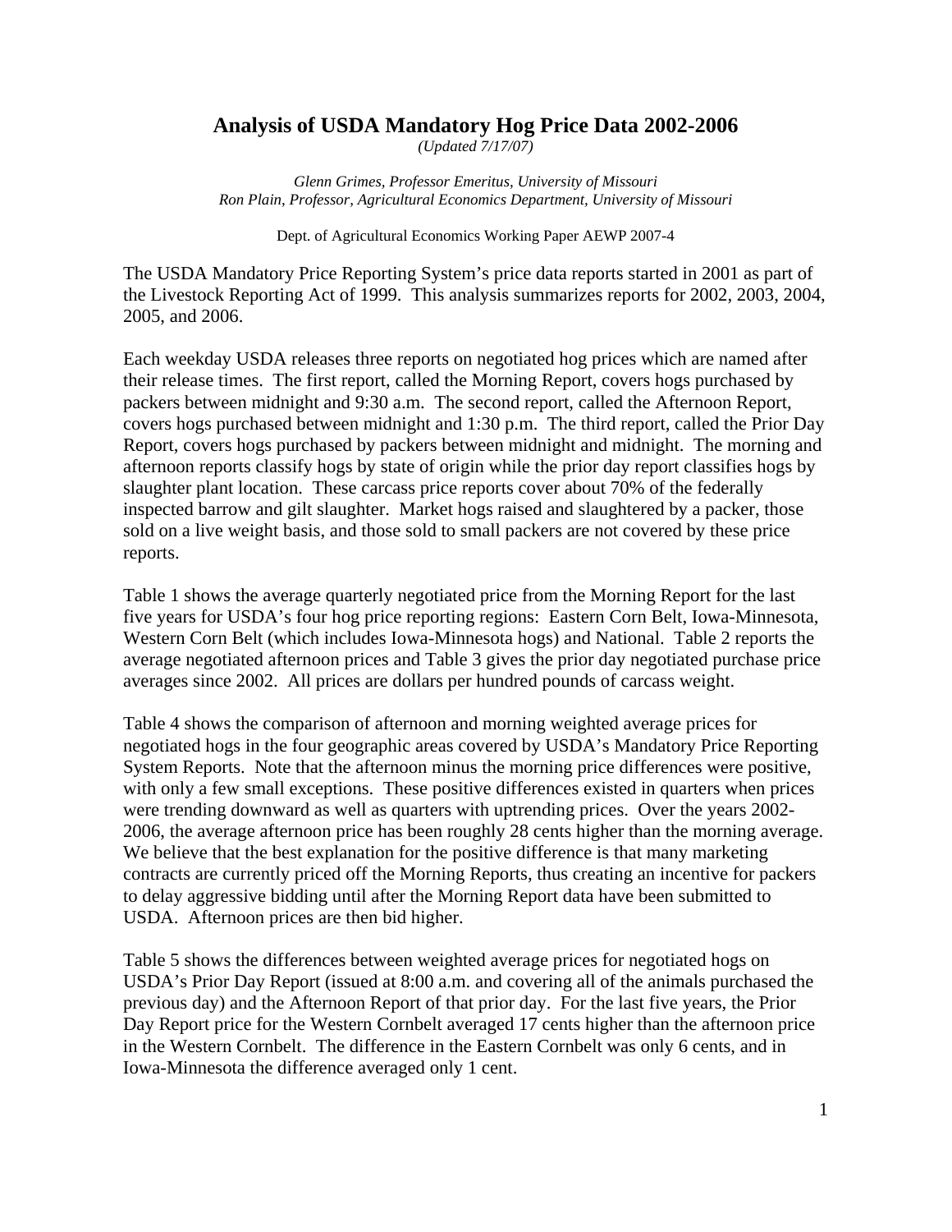# Analysis of USDA Mandatory Hog Price Data 2002-2006

*(Updated 7/17/07)*

*Glenn Grimes, Professor Emeritus, University of Missouri*
*Ron Plain, Professor, Agricultural Economics Department, University of Missouri*

Dept. of Agricultural Economics Working Paper AEWP 2007-4

The USDA Mandatory Price Reporting System's price data reports started in 2001 as part of the Livestock Reporting Act of 1999. This analysis summarizes reports for 2002, 2003, 2004, 2005, and 2006.

Each weekday USDA releases three reports on negotiated hog prices which are named after their release times. The first report, called the Morning Report, covers hogs purchased by packers between midnight and 9:30 a.m. The second report, called the Afternoon Report, covers hogs purchased between midnight and 1:30 p.m. The third report, called the Prior Day Report, covers hogs purchased by packers between midnight and midnight. The morning and afternoon reports classify hogs by state of origin while the prior day report classifies hogs by slaughter plant location. These carcass price reports cover about 70% of the federally inspected barrow and gilt slaughter. Market hogs raised and slaughtered by a packer, those sold on a live weight basis, and those sold to small packers are not covered by these price reports.

Table 1 shows the average quarterly negotiated price from the Morning Report for the last five years for USDA's four hog price reporting regions: Eastern Corn Belt, Iowa-Minnesota, Western Corn Belt (which includes Iowa-Minnesota hogs) and National. Table 2 reports the average negotiated afternoon prices and Table 3 gives the prior day negotiated purchase price averages since 2002. All prices are dollars per hundred pounds of carcass weight.

Table 4 shows the comparison of afternoon and morning weighted average prices for negotiated hogs in the four geographic areas covered by USDA's Mandatory Price Reporting System Reports. Note that the afternoon minus the morning price differences were positive, with only a few small exceptions. These positive differences existed in quarters when prices were trending downward as well as quarters with uptrending prices. Over the years 2002-2006, the average afternoon price has been roughly 28 cents higher than the morning average. We believe that the best explanation for the positive difference is that many marketing contracts are currently priced off the Morning Reports, thus creating an incentive for packers to delay aggressive bidding until after the Morning Report data have been submitted to USDA. Afternoon prices are then bid higher.

Table 5 shows the differences between weighted average prices for negotiated hogs on USDA's Prior Day Report (issued at 8:00 a.m. and covering all of the animals purchased the previous day) and the Afternoon Report of that prior day. For the last five years, the Prior Day Report price for the Western Cornbelt averaged 17 cents higher than the afternoon price in the Western Cornbelt. The difference in the Eastern Cornbelt was only 6 cents, and in Iowa-Minnesota the difference averaged only 1 cent.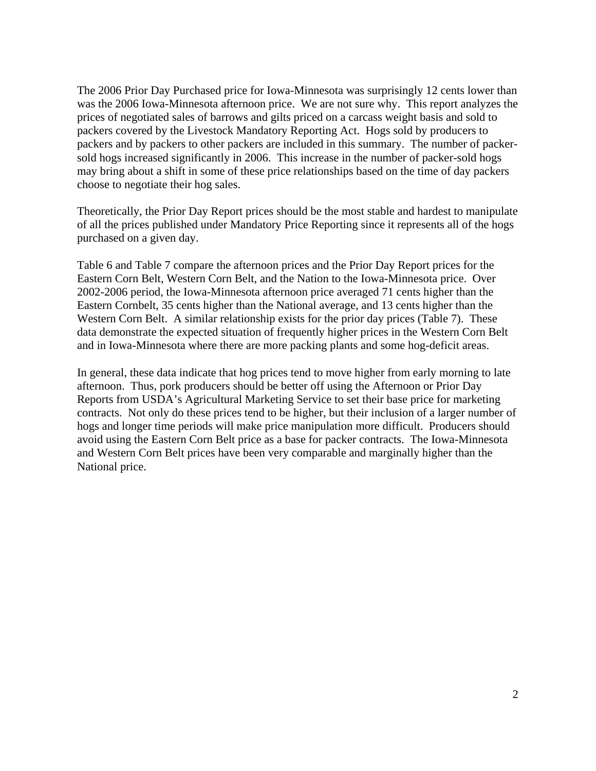The 2006 Prior Day Purchased price for Iowa-Minnesota was surprisingly 12 cents lower than was the 2006 Iowa-Minnesota afternoon price. We are not sure why. This report analyzes the prices of negotiated sales of barrows and gilts priced on a carcass weight basis and sold to packers covered by the Livestock Mandatory Reporting Act. Hogs sold by producers to packers and by packers to other packers are included in this summary. The number of packer-sold hogs increased significantly in 2006. This increase in the number of packer-sold hogs may bring about a shift in some of these price relationships based on the time of day packers choose to negotiate their hog sales.

Theoretically, the Prior Day Report prices should be the most stable and hardest to manipulate of all the prices published under Mandatory Price Reporting since it represents all of the hogs purchased on a given day.

Table 6 and Table 7 compare the afternoon prices and the Prior Day Report prices for the Eastern Corn Belt, Western Corn Belt, and the Nation to the Iowa-Minnesota price. Over 2002-2006 period, the Iowa-Minnesota afternoon price averaged 71 cents higher than the Eastern Cornbelt, 35 cents higher than the National average, and 13 cents higher than the Western Corn Belt. A similar relationship exists for the prior day prices (Table 7). These data demonstrate the expected situation of frequently higher prices in the Western Corn Belt and in Iowa-Minnesota where there are more packing plants and some hog-deficit areas.

In general, these data indicate that hog prices tend to move higher from early morning to late afternoon. Thus, pork producers should be better off using the Afternoon or Prior Day Reports from USDA's Agricultural Marketing Service to set their base price for marketing contracts. Not only do these prices tend to be higher, but their inclusion of a larger number of hogs and longer time periods will make price manipulation more difficult. Producers should avoid using the Eastern Corn Belt price as a base for packer contracts. The Iowa-Minnesota and Western Corn Belt prices have been very comparable and marginally higher than the National price.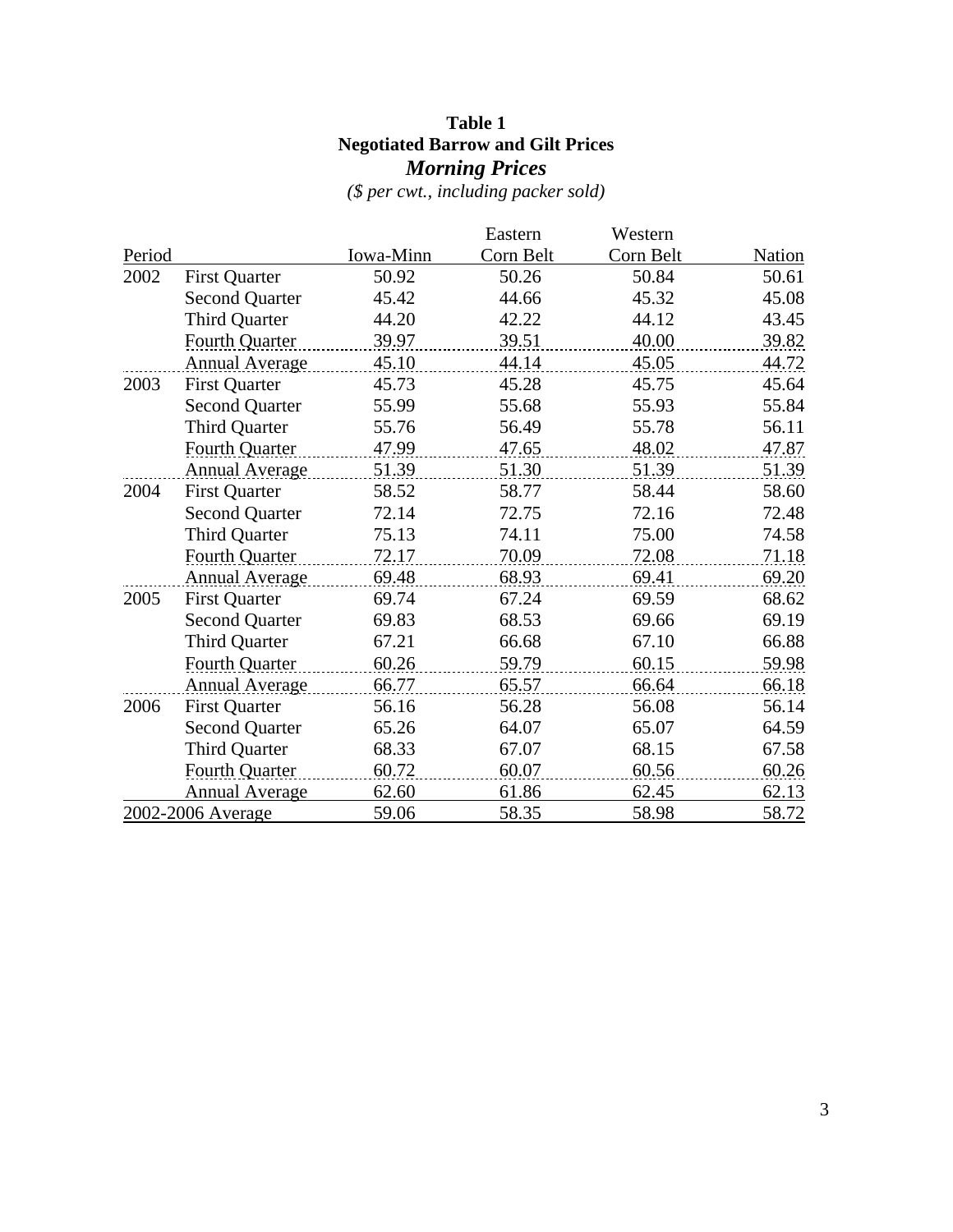**Table 1**
**Negotiated Barrow and Gilt Prices**
***Morning Prices***
*($ per cwt., including packer sold)*

| Period | | Iowa-Minn | Eastern Corn Belt | Western Corn Belt | Nation |
|---|---|---|---|---|---|
| 2002 | First Quarter | 50.92 | 50.26 | 50.84 | 50.61 |
| | Second Quarter | 45.42 | 44.66 | 45.32 | 45.08 |
| | Third Quarter | 44.20 | 42.22 | 44.12 | 43.45 |
| | Fourth Quarter | 39.97 | 39.51 | 40.00 | 39.82 |
| | Annual Average | 45.10 | 44.14 | 45.05 | 44.72 |
| 2003 | First Quarter | 45.73 | 45.28 | 45.75 | 45.64 |
| | Second Quarter | 55.99 | 55.68 | 55.93 | 55.84 |
| | Third Quarter | 55.76 | 56.49 | 55.78 | 56.11 |
| | Fourth Quarter | 47.99 | 47.65 | 48.02 | 47.87 |
| | Annual Average | 51.39 | 51.30 | 51.39 | 51.39 |
| 2004 | First Quarter | 58.52 | 58.77 | 58.44 | 58.60 |
| | Second Quarter | 72.14 | 72.75 | 72.16 | 72.48 |
| | Third Quarter | 75.13 | 74.11 | 75.00 | 74.58 |
| | Fourth Quarter | 72.17 | 70.09 | 72.08 | 71.18 |
| | Annual Average | 69.48 | 68.93 | 69.41 | 69.20 |
| 2005 | First Quarter | 69.74 | 67.24 | 69.59 | 68.62 |
| | Second Quarter | 69.83 | 68.53 | 69.66 | 69.19 |
| | Third Quarter | 67.21 | 66.68 | 67.10 | 66.88 |
| | Fourth Quarter | 60.26 | 59.79 | 60.15 | 59.98 |
| | Annual Average | 66.77 | 65.57 | 66.64 | 66.18 |
| 2006 | First Quarter | 56.16 | 56.28 | 56.08 | 56.14 |
| | Second Quarter | 65.26 | 64.07 | 65.07 | 64.59 |
| | Third Quarter | 68.33 | 67.07 | 68.15 | 67.58 |
| | Fourth Quarter | 60.72 | 60.07 | 60.56 | 60.26 |
| | Annual Average | 62.60 | 61.86 | 62.45 | 62.13 |
| 2002-2006 Average | | 59.06 | 58.35 | 58.98 | 58.72 |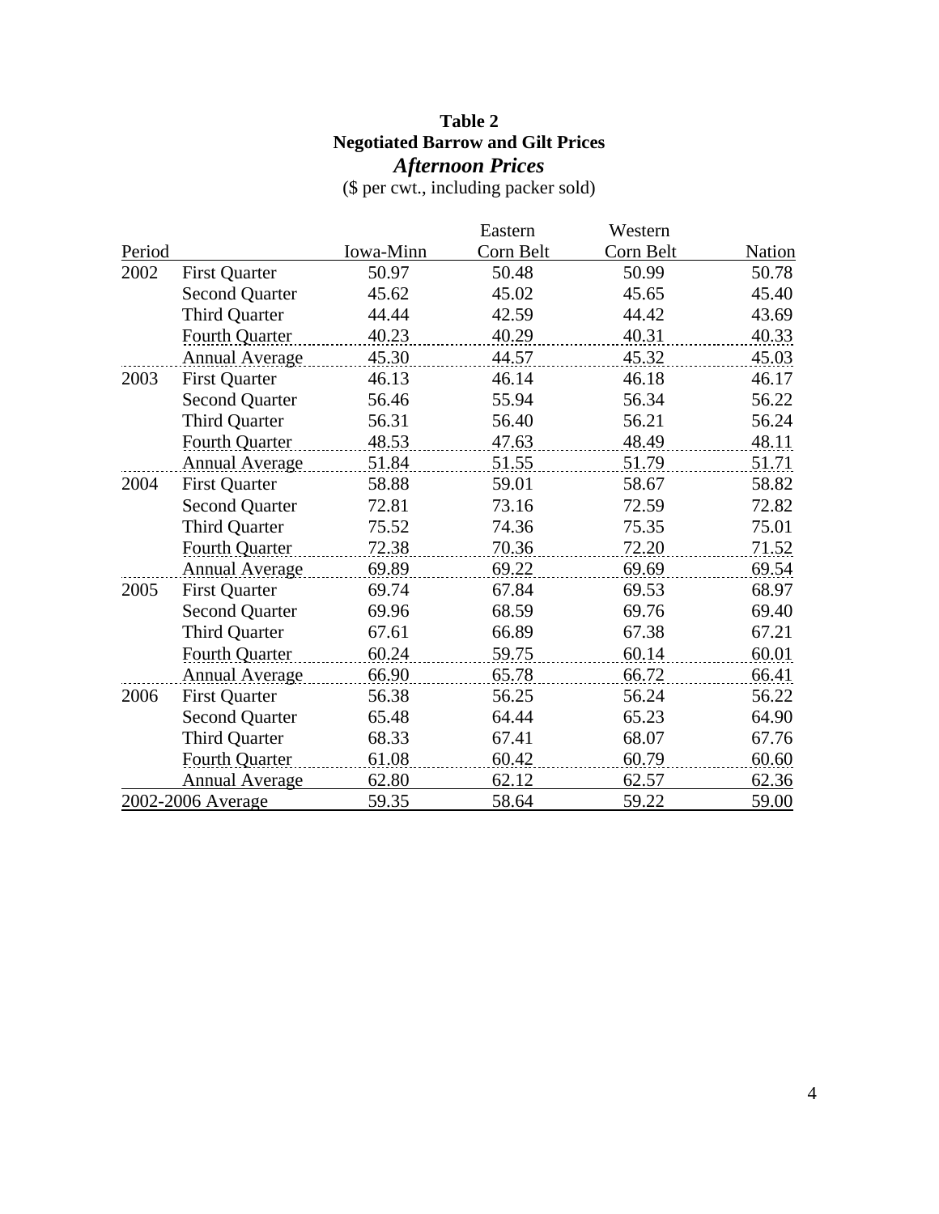**Table 2**
**Negotiated Barrow and Gilt Prices**
***Afternoon Prices***
($ per cwt., including packer sold)

| Period | | Iowa-Minn | Eastern Corn Belt | Western Corn Belt | Nation |
|---|---|---|---|---|---|
| 2002 | First Quarter | 50.97 | 50.48 | 50.99 | 50.78 |
| | Second Quarter | 45.62 | 45.02 | 45.65 | 45.40 |
| | Third Quarter | 44.44 | 42.59 | 44.42 | 43.69 |
| | Fourth Quarter | 40.23 | 40.29 | 40.31 | 40.33 |
| | Annual Average | 45.30 | 44.57 | 45.32 | 45.03 |
| 2003 | First Quarter | 46.13 | 46.14 | 46.18 | 46.17 |
| | Second Quarter | 56.46 | 55.94 | 56.34 | 56.22 |
| | Third Quarter | 56.31 | 56.40 | 56.21 | 56.24 |
| | Fourth Quarter | 48.53 | 47.63 | 48.49 | 48.11 |
| | Annual Average | 51.84 | 51.55 | 51.79 | 51.71 |
| 2004 | First Quarter | 58.88 | 59.01 | 58.67 | 58.82 |
| | Second Quarter | 72.81 | 73.16 | 72.59 | 72.82 |
| | Third Quarter | 75.52 | 74.36 | 75.35 | 75.01 |
| | Fourth Quarter | 72.38 | 70.36 | 72.20 | 71.52 |
| | Annual Average | 69.89 | 69.22 | 69.69 | 69.54 |
| 2005 | First Quarter | 69.74 | 67.84 | 69.53 | 68.97 |
| | Second Quarter | 69.96 | 68.59 | 69.76 | 69.40 |
| | Third Quarter | 67.61 | 66.89 | 67.38 | 67.21 |
| | Fourth Quarter | 60.24 | 59.75 | 60.14 | 60.01 |
| | Annual Average | 66.90 | 65.78 | 66.72 | 66.41 |
| 2006 | First Quarter | 56.38 | 56.25 | 56.24 | 56.22 |
| | Second Quarter | 65.48 | 64.44 | 65.23 | 64.90 |
| | Third Quarter | 68.33 | 67.41 | 68.07 | 67.76 |
| | Fourth Quarter | 61.08 | 60.42 | 60.79 | 60.60 |
| | Annual Average | 62.80 | 62.12 | 62.57 | 62.36 |
| 2002-2006 Average | | 59.35 | 58.64 | 59.22 | 59.00 |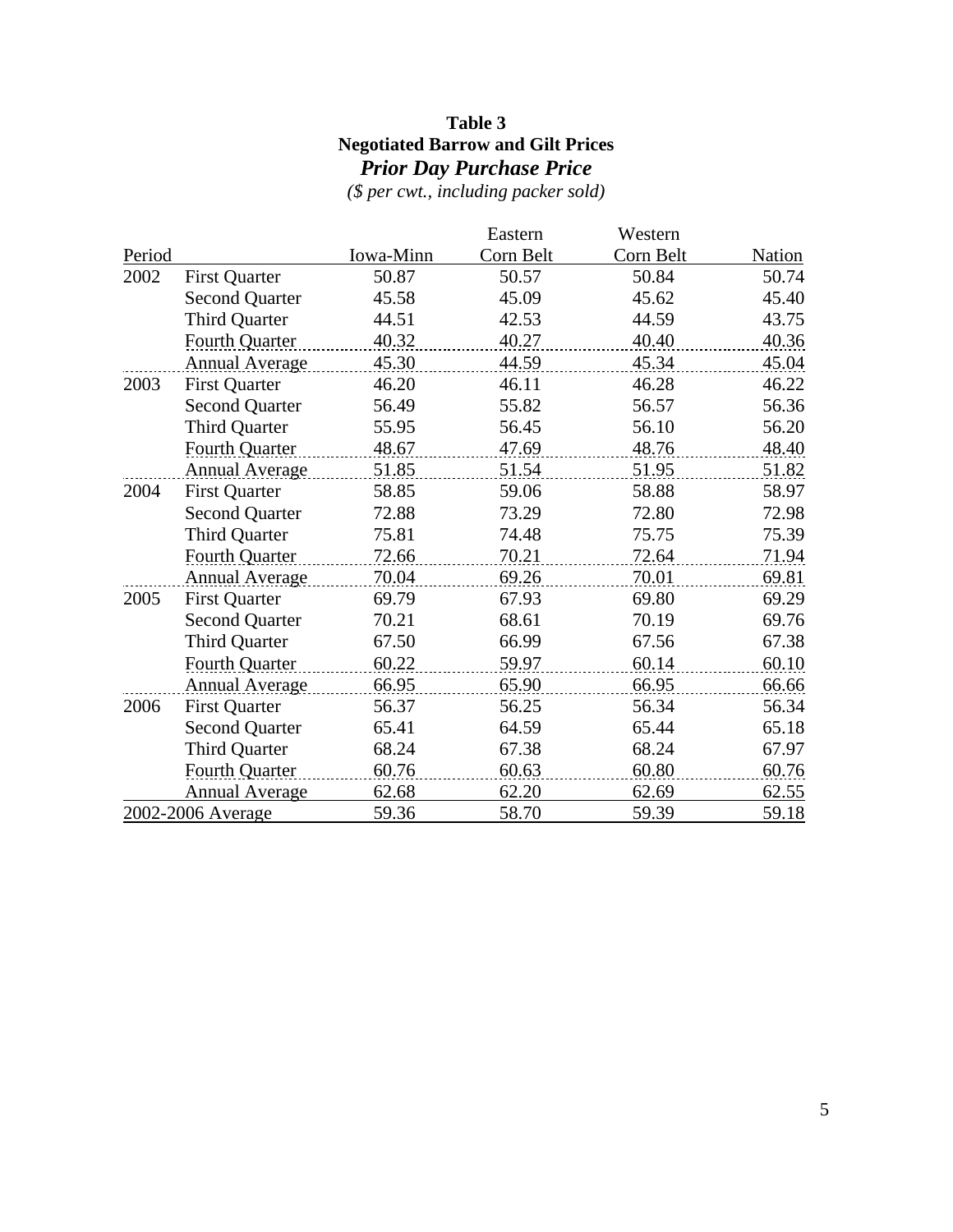**Table 3**
**Negotiated Barrow and Gilt Prices**
***Prior Day Purchase Price***
*($ per cwt., including packer sold)*

| Period | | Iowa-Minn | Eastern Corn Belt | Western Corn Belt | Nation |
|---|---|---|---|---|---|
| 2002 | First Quarter | 50.87 | 50.57 | 50.84 | 50.74 |
| | Second Quarter | 45.58 | 45.09 | 45.62 | 45.40 |
| | Third Quarter | 44.51 | 42.53 | 44.59 | 43.75 |
| | Fourth Quarter | 40.32 | 40.27 | 40.40 | 40.36 |
| | Annual Average | 45.30 | 44.59 | 45.34 | 45.04 |
| 2003 | First Quarter | 46.20 | 46.11 | 46.28 | 46.22 |
| | Second Quarter | 56.49 | 55.82 | 56.57 | 56.36 |
| | Third Quarter | 55.95 | 56.45 | 56.10 | 56.20 |
| | Fourth Quarter | 48.67 | 47.69 | 48.76 | 48.40 |
| | Annual Average | 51.85 | 51.54 | 51.95 | 51.82 |
| 2004 | First Quarter | 58.85 | 59.06 | 58.88 | 58.97 |
| | Second Quarter | 72.88 | 73.29 | 72.80 | 72.98 |
| | Third Quarter | 75.81 | 74.48 | 75.75 | 75.39 |
| | Fourth Quarter | 72.66 | 70.21 | 72.64 | 71.94 |
| | Annual Average | 70.04 | 69.26 | 70.01 | 69.81 |
| 2005 | First Quarter | 69.79 | 67.93 | 69.80 | 69.29 |
| | Second Quarter | 70.21 | 68.61 | 70.19 | 69.76 |
| | Third Quarter | 67.50 | 66.99 | 67.56 | 67.38 |
| | Fourth Quarter | 60.22 | 59.97 | 60.14 | 60.10 |
| | Annual Average | 66.95 | 65.90 | 66.95 | 66.66 |
| 2006 | First Quarter | 56.37 | 56.25 | 56.34 | 56.34 |
| | Second Quarter | 65.41 | 64.59 | 65.44 | 65.18 |
| | Third Quarter | 68.24 | 67.38 | 68.24 | 67.97 |
| | Fourth Quarter | 60.76 | 60.63 | 60.80 | 60.76 |
| | Annual Average | 62.68 | 62.20 | 62.69 | 62.55 |
| 2002-2006 Average | | 59.36 | 58.70 | 59.39 | 59.18 |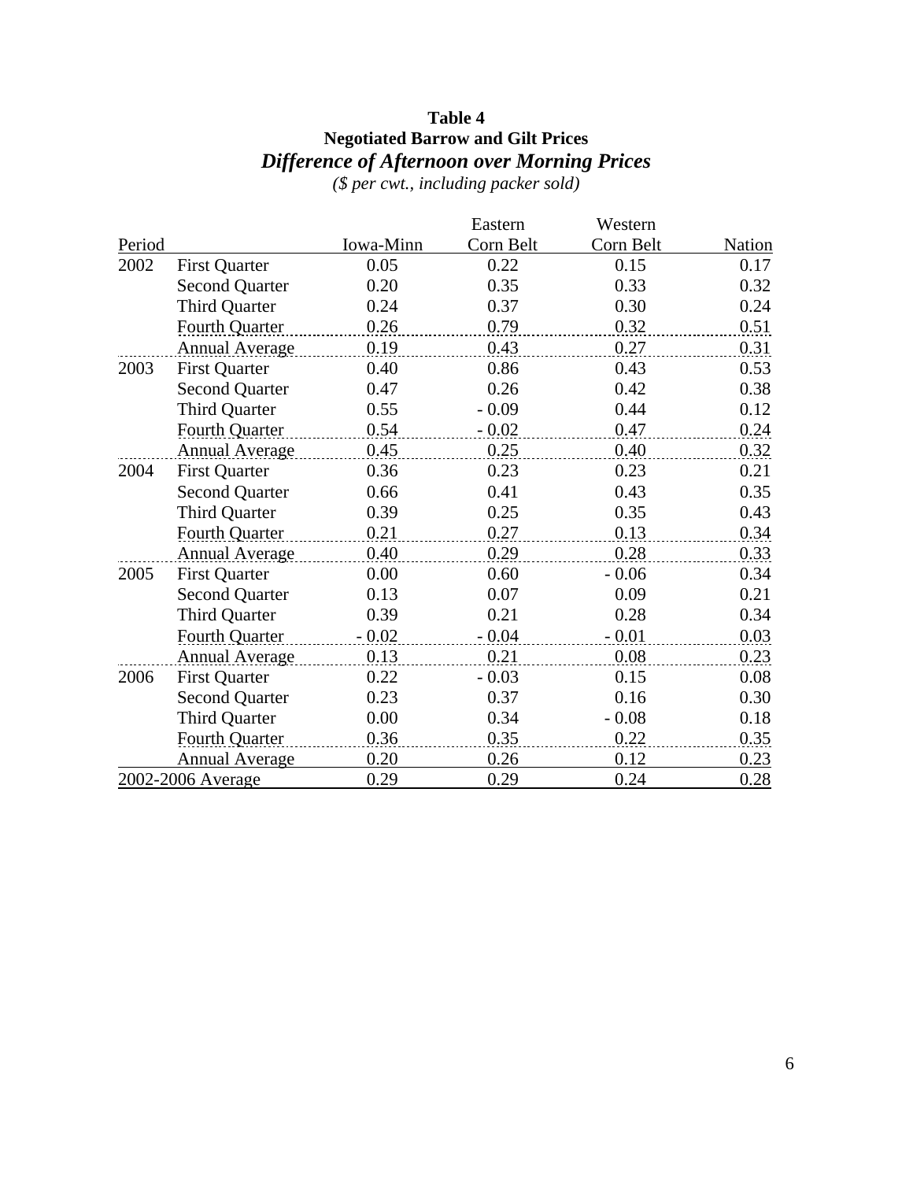**Table 4**

**Negotiated Barrow and Gilt Prices**

***Difference of Afternoon over Morning Prices***

*($ per cwt., including packer sold)*

| Period | | Iowa-Minn | Eastern Corn Belt | Western Corn Belt | Nation |
|---|---|---|---|---|---|
| 2002 | First Quarter | 0.05 | 0.22 | 0.15 | 0.17 |
| | Second Quarter | 0.20 | 0.35 | 0.33 | 0.32 |
| | Third Quarter | 0.24 | 0.37 | 0.30 | 0.24 |
| | Fourth Quarter | 0.26 | 0.79 | 0.32 | 0.51 |
| | Annual Average | 0.19 | 0.43 | 0.27 | 0.31 |
| 2003 | First Quarter | 0.40 | 0.86 | 0.43 | 0.53 |
| | Second Quarter | 0.47 | 0.26 | 0.42 | 0.38 |
| | Third Quarter | 0.55 | - 0.09 | 0.44 | 0.12 |
| | Fourth Quarter | 0.54 | - 0.02 | 0.47 | 0.24 |
| | Annual Average | 0.45 | 0.25 | 0.40 | 0.32 |
| 2004 | First Quarter | 0.36 | 0.23 | 0.23 | 0.21 |
| | Second Quarter | 0.66 | 0.41 | 0.43 | 0.35 |
| | Third Quarter | 0.39 | 0.25 | 0.35 | 0.43 |
| | Fourth Quarter | 0.21 | 0.27 | 0.13 | 0.34 |
| | Annual Average | 0.40 | 0.29 | 0.28 | 0.33 |
| 2005 | First Quarter | 0.00 | 0.60 | - 0.06 | 0.34 |
| | Second Quarter | 0.13 | 0.07 | 0.09 | 0.21 |
| | Third Quarter | 0.39 | 0.21 | 0.28 | 0.34 |
| | Fourth Quarter | - 0.02 | - 0.04 | - 0.01 | 0.03 |
| | Annual Average | 0.13 | 0.21 | 0.08 | 0.23 |
| 2006 | First Quarter | 0.22 | - 0.03 | 0.15 | 0.08 |
| | Second Quarter | 0.23 | 0.37 | 0.16 | 0.30 |
| | Third Quarter | 0.00 | 0.34 | - 0.08 | 0.18 |
| | Fourth Quarter | 0.36 | 0.35 | 0.22 | 0.35 |
| | Annual Average | 0.20 | 0.26 | 0.12 | 0.23 |
| 2002-2006 Average | | 0.29 | 0.29 | 0.24 | 0.28 |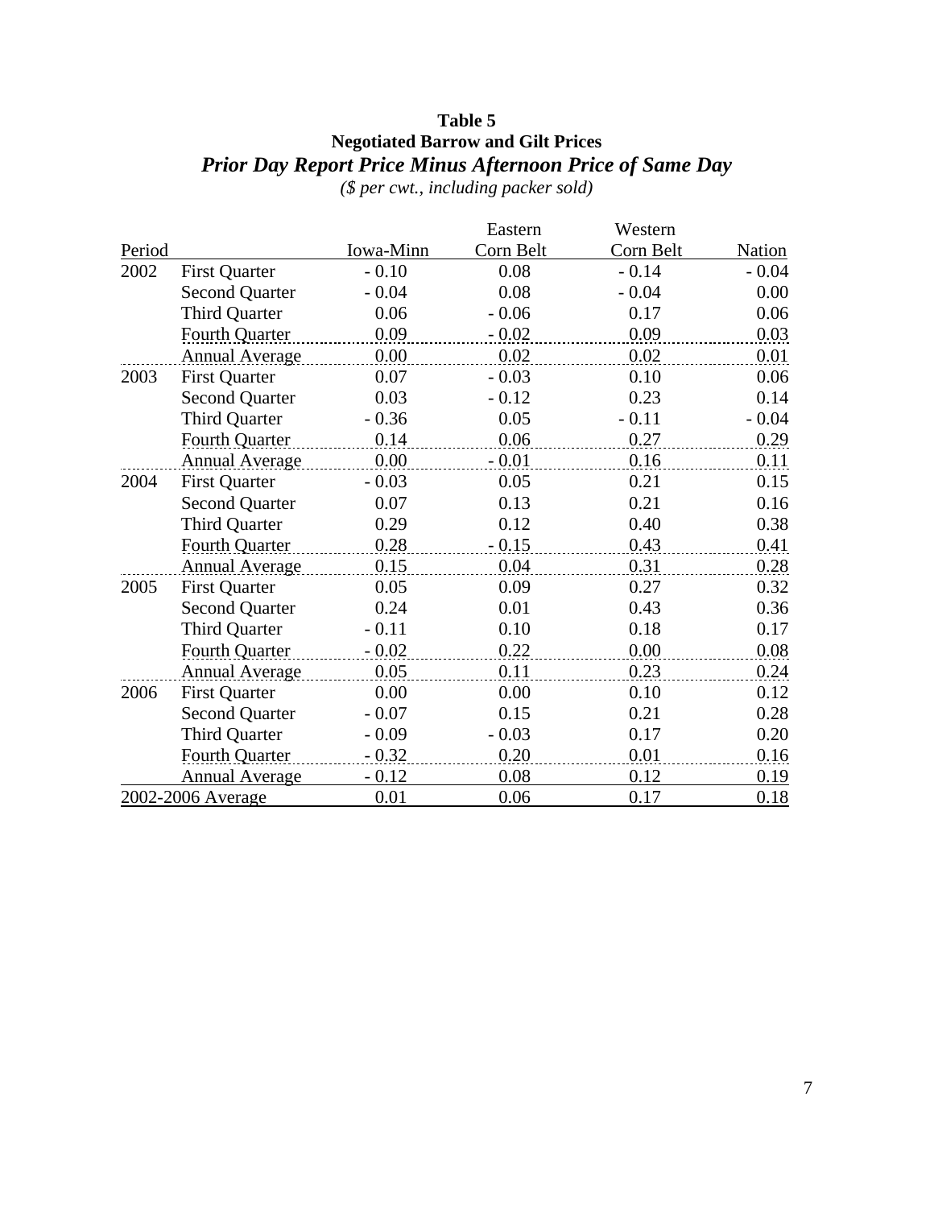**Table 5**

**Negotiated Barrow and Gilt Prices**

***Prior Day Report Price Minus Afternoon Price of Same Day***

*($ per cwt., including packer sold)*

| Period | | Iowa-Minn | Eastern Corn Belt | Western Corn Belt | Nation |
|---|---|---|---|---|---|
| 2002 | First Quarter | - 0.10 | 0.08 | - 0.14 | - 0.04 |
| | Second Quarter | - 0.04 | 0.08 | - 0.04 | 0.00 |
| | Third Quarter | 0.06 | - 0.06 | 0.17 | 0.06 |
| | Fourth Quarter | 0.09 | - 0.02 | 0.09 | 0.03 |
| | Annual Average | 0.00 | 0.02 | 0.02 | 0.01 |
| 2003 | First Quarter | 0.07 | - 0.03 | 0.10 | 0.06 |
| | Second Quarter | 0.03 | - 0.12 | 0.23 | 0.14 |
| | Third Quarter | - 0.36 | 0.05 | - 0.11 | - 0.04 |
| | Fourth Quarter | 0.14 | 0.06 | 0.27 | 0.29 |
| | Annual Average | 0.00 | - 0.01 | 0.16 | 0.11 |
| 2004 | First Quarter | - 0.03 | 0.05 | 0.21 | 0.15 |
| | Second Quarter | 0.07 | 0.13 | 0.21 | 0.16 |
| | Third Quarter | 0.29 | 0.12 | 0.40 | 0.38 |
| | Fourth Quarter | 0.28 | - 0.15 | 0.43 | 0.41 |
| | Annual Average | 0.15 | 0.04 | 0.31 | 0.28 |
| 2005 | First Quarter | 0.05 | 0.09 | 0.27 | 0.32 |
| | Second Quarter | 0.24 | 0.01 | 0.43 | 0.36 |
| | Third Quarter | - 0.11 | 0.10 | 0.18 | 0.17 |
| | Fourth Quarter | - 0.02 | 0.22 | 0.00 | 0.08 |
| | Annual Average | 0.05 | 0.11 | 0.23 | 0.24 |
| 2006 | First Quarter | 0.00 | 0.00 | 0.10 | 0.12 |
| | Second Quarter | - 0.07 | 0.15 | 0.21 | 0.28 |
| | Third Quarter | - 0.09 | - 0.03 | 0.17 | 0.20 |
| | Fourth Quarter | - 0.32 | 0.20 | 0.01 | 0.16 |
| | Annual Average | - 0.12 | 0.08 | 0.12 | 0.19 |
| 2002-2006 Average | | 0.01 | 0.06 | 0.17 | 0.18 |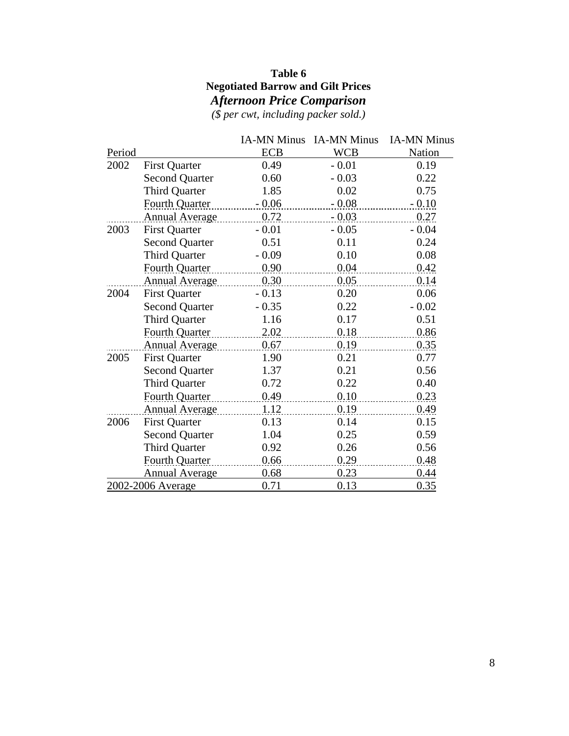**Table 6**
**Negotiated Barrow and Gilt Prices**
***Afternoon Price Comparison***
*($ per cwt, including packer sold.)*

| Period | | IA-MN Minus ECB | IA-MN Minus WCB | IA-MN Minus Nation |
|---|---|---|---|---|
| 2002 | First Quarter | 0.49 | - 0.01 | 0.19 |
| | Second Quarter | 0.60 | - 0.03 | 0.22 |
| | Third Quarter | 1.85 | 0.02 | 0.75 |
| | Fourth Quarter | - 0.06 | - 0.08 | - 0.10 |
| | Annual Average | 0.72 | - 0.03 | 0.27 |
| 2003 | First Quarter | - 0.01 | - 0.05 | - 0.04 |
| | Second Quarter | 0.51 | 0.11 | 0.24 |
| | Third Quarter | - 0.09 | 0.10 | 0.08 |
| | Fourth Quarter | 0.90 | 0.04 | 0.42 |
| | Annual Average | 0.30 | 0.05 | 0.14 |
| 2004 | First Quarter | - 0.13 | 0.20 | 0.06 |
| | Second Quarter | - 0.35 | 0.22 | - 0.02 |
| | Third Quarter | 1.16 | 0.17 | 0.51 |
| | Fourth Quarter | 2.02 | 0.18 | 0.86 |
| | Annual Average | 0.67 | 0.19 | 0.35 |
| 2005 | First Quarter | 1.90 | 0.21 | 0.77 |
| | Second Quarter | 1.37 | 0.21 | 0.56 |
| | Third Quarter | 0.72 | 0.22 | 0.40 |
| | Fourth Quarter | 0.49 | 0.10 | 0.23 |
| | Annual Average | 1.12 | 0.19 | 0.49 |
| 2006 | First Quarter | 0.13 | 0.14 | 0.15 |
| | Second Quarter | 1.04 | 0.25 | 0.59 |
| | Third Quarter | 0.92 | 0.26 | 0.56 |
| | Fourth Quarter | 0.66 | 0.29 | 0.48 |
| | Annual Average | 0.68 | 0.23 | 0.44 |
| 2002-2006 Average | | 0.71 | 0.13 | 0.35 |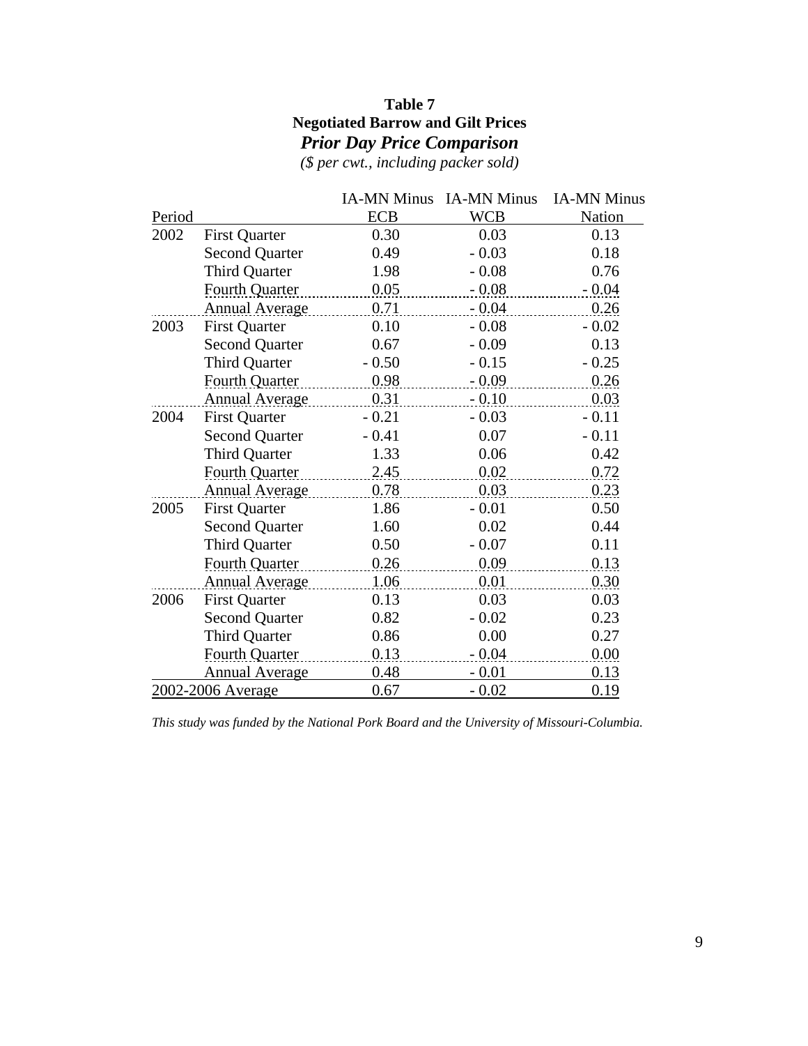**Table 7**
**Negotiated Barrow and Gilt Prices**
***Prior Day Price Comparison***
*($ per cwt., including packer sold)*

| Period | | IA-MN Minus ECB | IA-MN Minus WCB | IA-MN Minus Nation |
|---|---|---|---|---|
| 2002 | First Quarter | 0.30 | 0.03 | 0.13 |
| | Second Quarter | 0.49 | - 0.03 | 0.18 |
| | Third Quarter | 1.98 | - 0.08 | 0.76 |
| | Fourth Quarter | 0.05 | - 0.08 | - 0.04 |
| | Annual Average | 0.71 | - 0.04 | 0.26 |
| 2003 | First Quarter | 0.10 | - 0.08 | - 0.02 |
| | Second Quarter | 0.67 | - 0.09 | 0.13 |
| | Third Quarter | - 0.50 | - 0.15 | - 0.25 |
| | Fourth Quarter | 0.98 | - 0.09 | 0.26 |
| | Annual Average | 0.31 | - 0.10 | 0.03 |
| 2004 | First Quarter | - 0.21 | - 0.03 | - 0.11 |
| | Second Quarter | - 0.41 | 0.07 | - 0.11 |
| | Third Quarter | 1.33 | 0.06 | 0.42 |
| | Fourth Quarter | 2.45 | 0.02 | 0.72 |
| | Annual Average | 0.78 | 0.03 | 0.23 |
| 2005 | First Quarter | 1.86 | - 0.01 | 0.50 |
| | Second Quarter | 1.60 | 0.02 | 0.44 |
| | Third Quarter | 0.50 | - 0.07 | 0.11 |
| | Fourth Quarter | 0.26 | 0.09 | 0.13 |
| | Annual Average | 1.06 | 0.01 | 0.30 |
| 2006 | First Quarter | 0.13 | 0.03 | 0.03 |
| | Second Quarter | 0.82 | - 0.02 | 0.23 |
| | Third Quarter | 0.86 | 0.00 | 0.27 |
| | Fourth Quarter | 0.13 | - 0.04 | 0.00 |
| | Annual Average | 0.48 | - 0.01 | 0.13 |
| 2002-2006 Average | | 0.67 | - 0.02 | 0.19 |

*This study was funded by the National Pork Board and the University of Missouri-Columbia.*